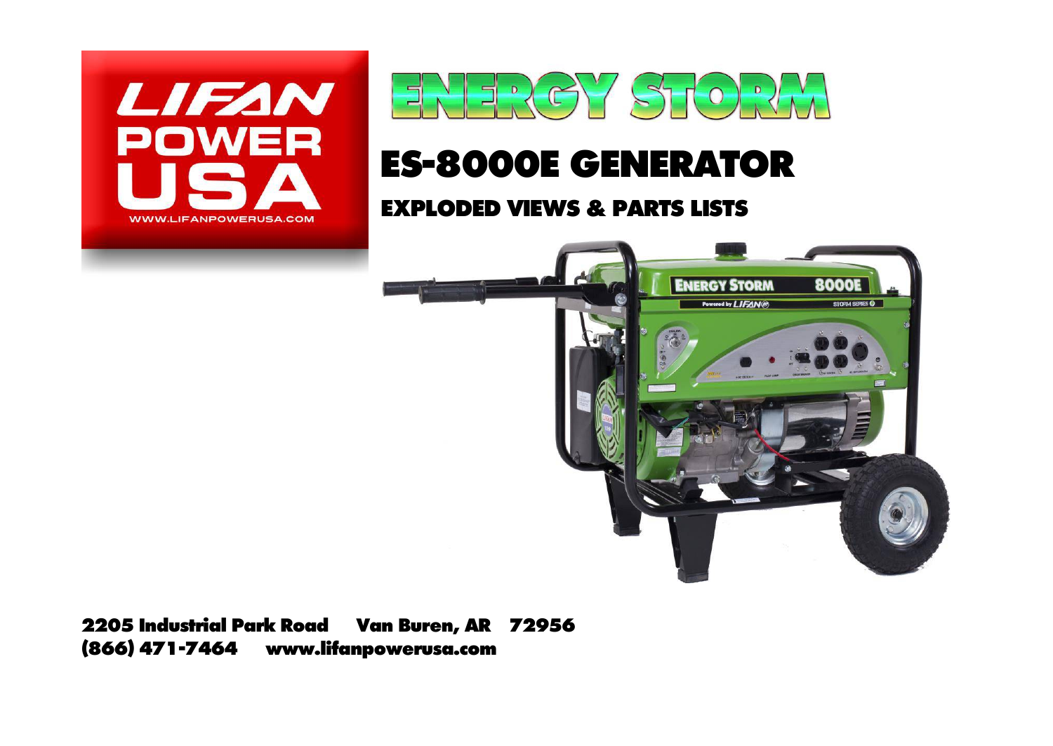LIFAN POWER USA

WWW.LIFANPOWERUSA.COM

# ENERGY STORM

## ES-8000E GENERATOR

### EXPLODED VIEWS & PARTS LISTS

**2205 Industrial Park Road Van Buren, AR 72956**
**(866) 471-7464 www.lifanpowerusa.com**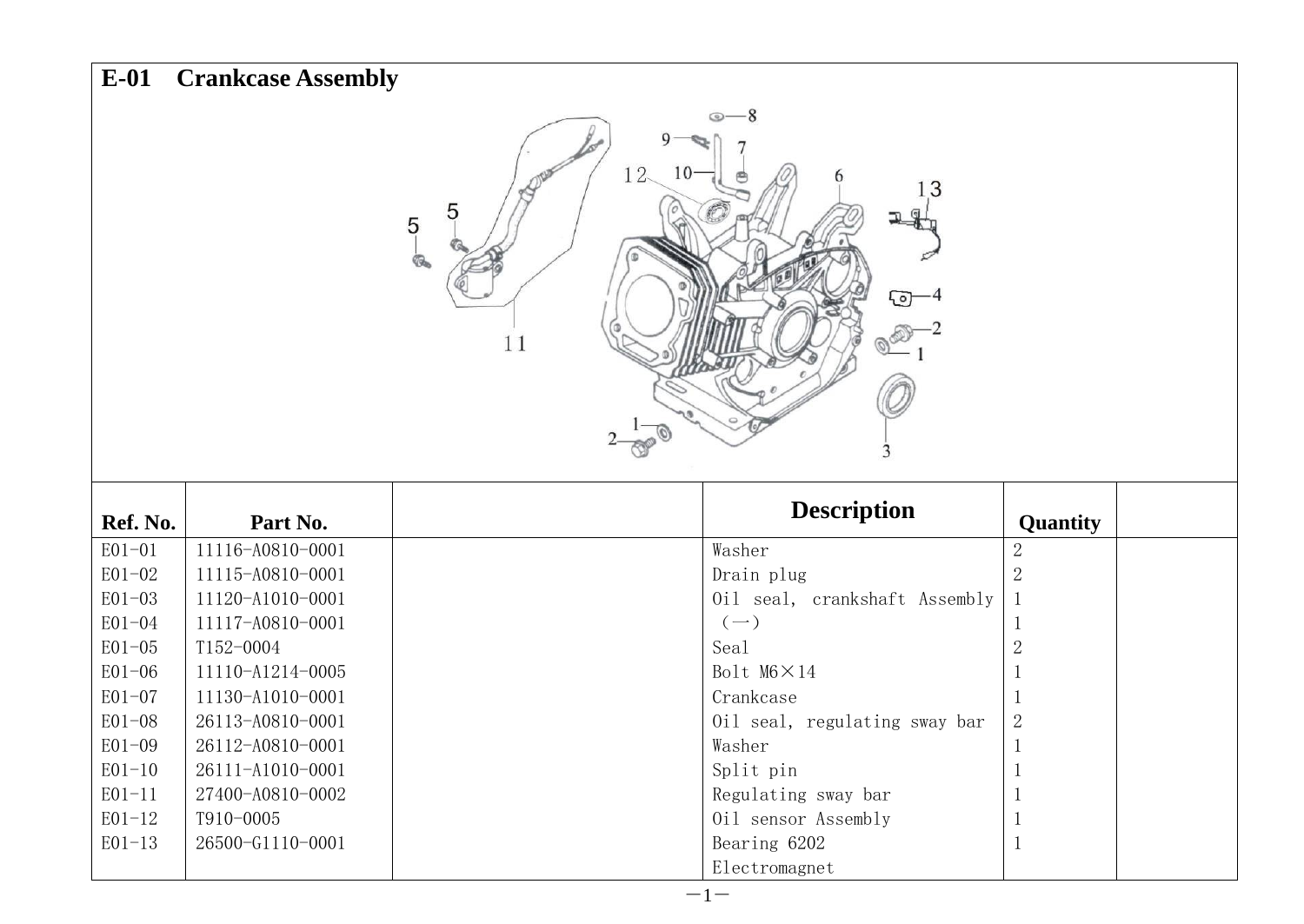## E-01 Crankcase Assembly

| Ref. No. | Part No. | | Description | Quantity | |
|---|---|---|---|---|---|
| E01-01 | 11116-A0810-0001 | | Washer | 2 | |
| E01-02 | 11115-A0810-0001 | | Drain plug | 2 | |
| E01-03 | 11120-A1010-0001 | | Oil seal, crankshaft Assembly | 1 | |
| E01-04 | 11117-A0810-0001 | | （一） | 1 | |
| E01-05 | T152-0004 | | Seal | 2 | |
| E01-06 | 11110-A1214-0005 | | Bolt M6×14 | 1 | |
| E01-07 | 11130-A1010-0001 | | Crankcase | 1 | |
| E01-08 | 26113-A0810-0001 | | Oil seal, regulating sway bar | 2 | |
| E01-09 | 26112-A0810-0001 | | Washer | 1 | |
| E01-10 | 26111-A1010-0001 | | Split pin | 1 | |
| E01-11 | 27400-A0810-0002 | | Regulating sway bar | 1 | |
| E01-12 | T910-0005 | | Oil sensor Assembly | 1 | |
| E01-13 | 26500-G1110-0001 | | Bearing 6202 | 1 | |
| | | | Electromagnet | | |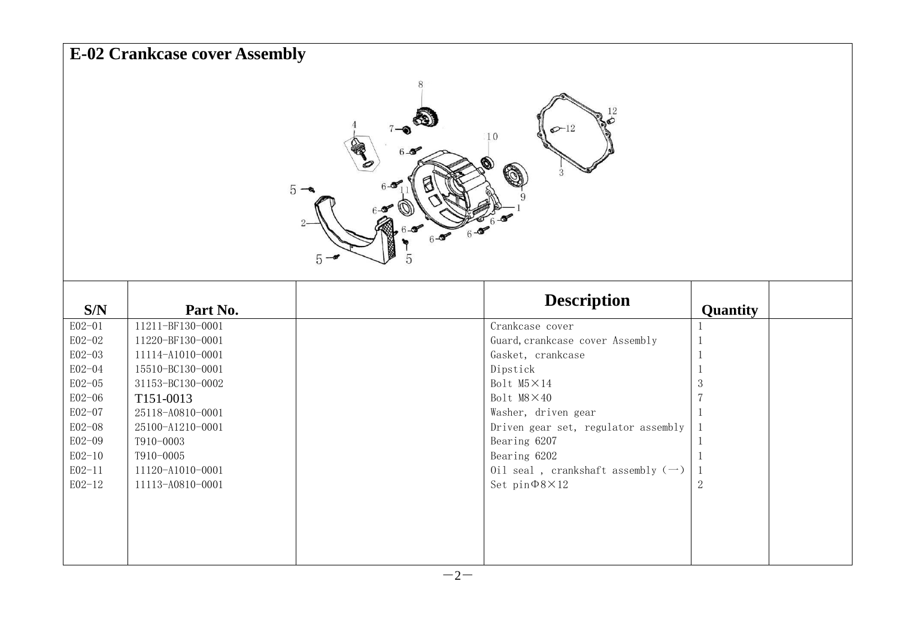## E-02 Crankcase cover Assembly

| S/N | Part No. | | Description | Quantity | |
|---|---|---|---|---|---|
| E02-01 | 11211-BF130-0001 | | Crankcase cover | 1 | |
| E02-02 | 11220-BF130-0001 | | Guard, crankcase cover Assembly | 1 | |
| E02-03 | 11114-A1010-0001 | | Gasket, crankcase | 1 | |
| E02-04 | 15510-BC130-0001 | | Dipstick | 1 | |
| E02-05 | 31153-BC130-0002 | | Bolt M5×14 | 3 | |
| E02-06 | T151-0013 | | Bolt M8×40 | 7 | |
| E02-07 | 25118-A0810-0001 | | Washer, driven gear | 1 | |
| E02-08 | 25100-A1210-0001 | | Driven gear set, regulator assembly | 1 | |
| E02-09 | T910-0003 | | Bearing 6207 | 1 | |
| E02-10 | T910-0005 | | Bearing 6202 | 1 | |
| E02-11 | 11120-A1010-0001 | | Oil seal , crankshaft assembly (一) | 1 | |
| E02-12 | 11113-A0810-0001 | | Set pinΦ8×12 | 2 | |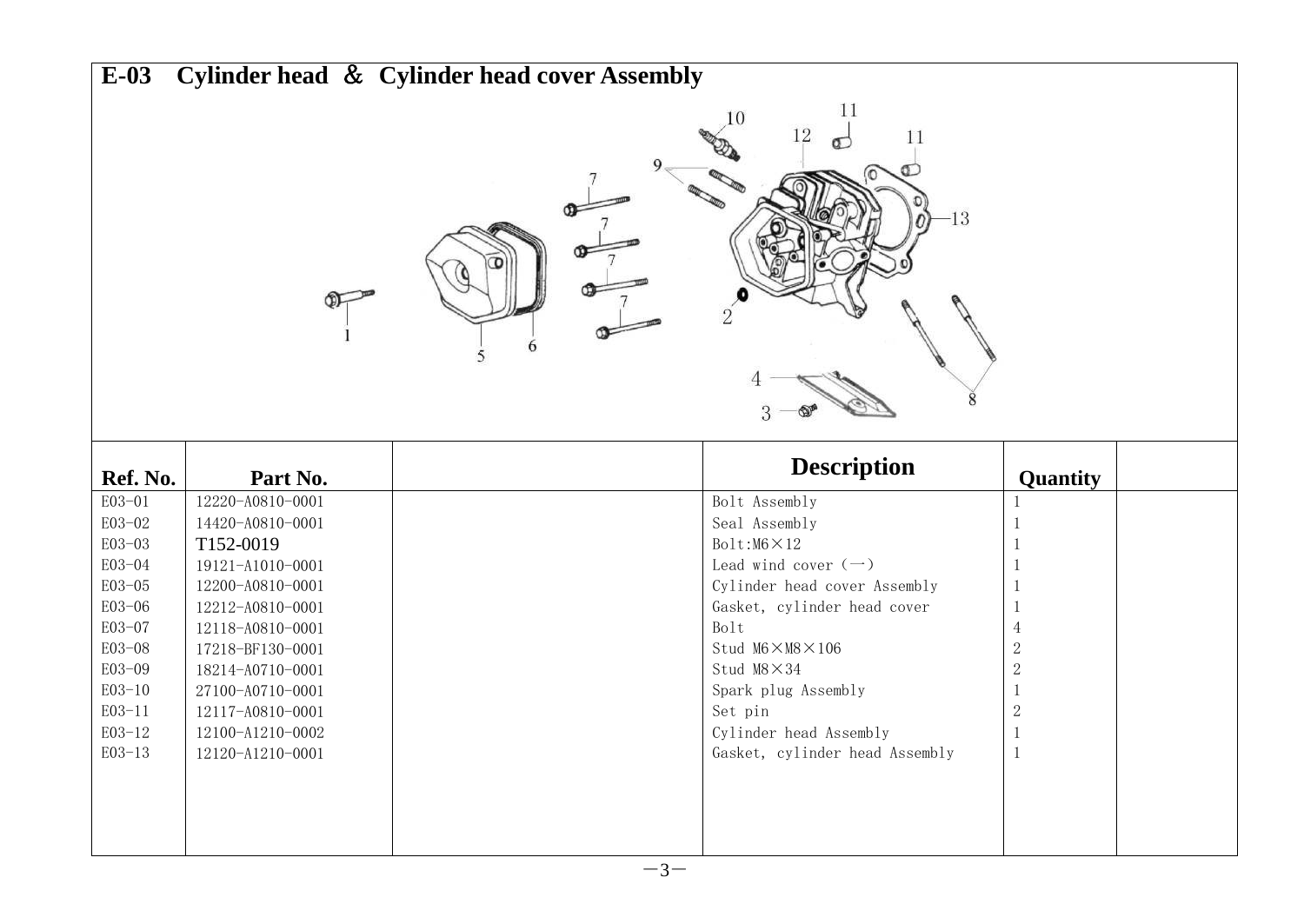# E-03 Cylinder head ＆ Cylinder head cover Assembly

| Ref. No. | Part No. | | Description | Quantity | |
|---|---|---|---|---|---|
| E03-01 | 12220-A0810-0001 | | Bolt Assembly | 1 | |
| E03-02 | 14420-A0810-0001 | | Seal Assembly | 1 | |
| E03-03 | T152-0019 | | Bolt:M6×12 | 1 | |
| E03-04 | 19121-A1010-0001 | | Lead wind cover（一） | 1 | |
| E03-05 | 12200-A0810-0001 | | Cylinder head cover Assembly | 1 | |
| E03-06 | 12212-A0810-0001 | | Gasket, cylinder head cover | 1 | |
| E03-07 | 12118-A0810-0001 | | Bolt | 4 | |
| E03-08 | 17218-BF130-0001 | | Stud M6×M8×106 | 2 | |
| E03-09 | 18214-A0710-0001 | | Stud M8×34 | 2 | |
| E03-10 | 27100-A0710-0001 | | Spark plug Assembly | 1 | |
| E03-11 | 12117-A0810-0001 | | Set pin | 2 | |
| E03-12 | 12100-A1210-0002 | | Cylinder head Assembly | 1 | |
| E03-13 | 12120-A1210-0001 | | Gasket, cylinder head Assembly | 1 | |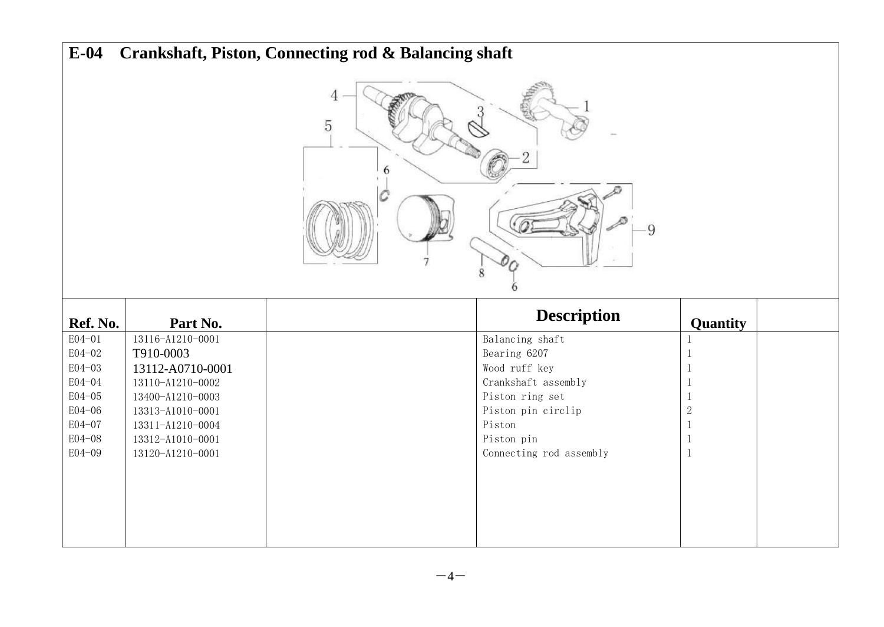## E-04 Crankshaft, Piston, Connecting rod & Balancing shaft

| Ref. No. | Part No. | | Description | Quantity | |
|---|---|---|---|---|---|
| E04-01 | 13116-A1210-0001 | | Balancing shaft | 1 | |
| E04-02 | T910-0003 | | Bearing 6207 | 1 | |
| E04-03 | 13112-A0710-0001 | | Wood ruff key | 1 | |
| E04-04 | 13110-A1210-0002 | | Crankshaft assembly | 1 | |
| E04-05 | 13400-A1210-0003 | | Piston ring set | 1 | |
| E04-06 | 13313-A1010-0001 | | Piston pin circlip | 2 | |
| E04-07 | 13311-A1210-0004 | | Piston | 1 | |
| E04-08 | 13312-A1010-0001 | | Piston pin | 1 | |
| E04-09 | 13120-A1210-0001 | | Connecting rod assembly | 1 | |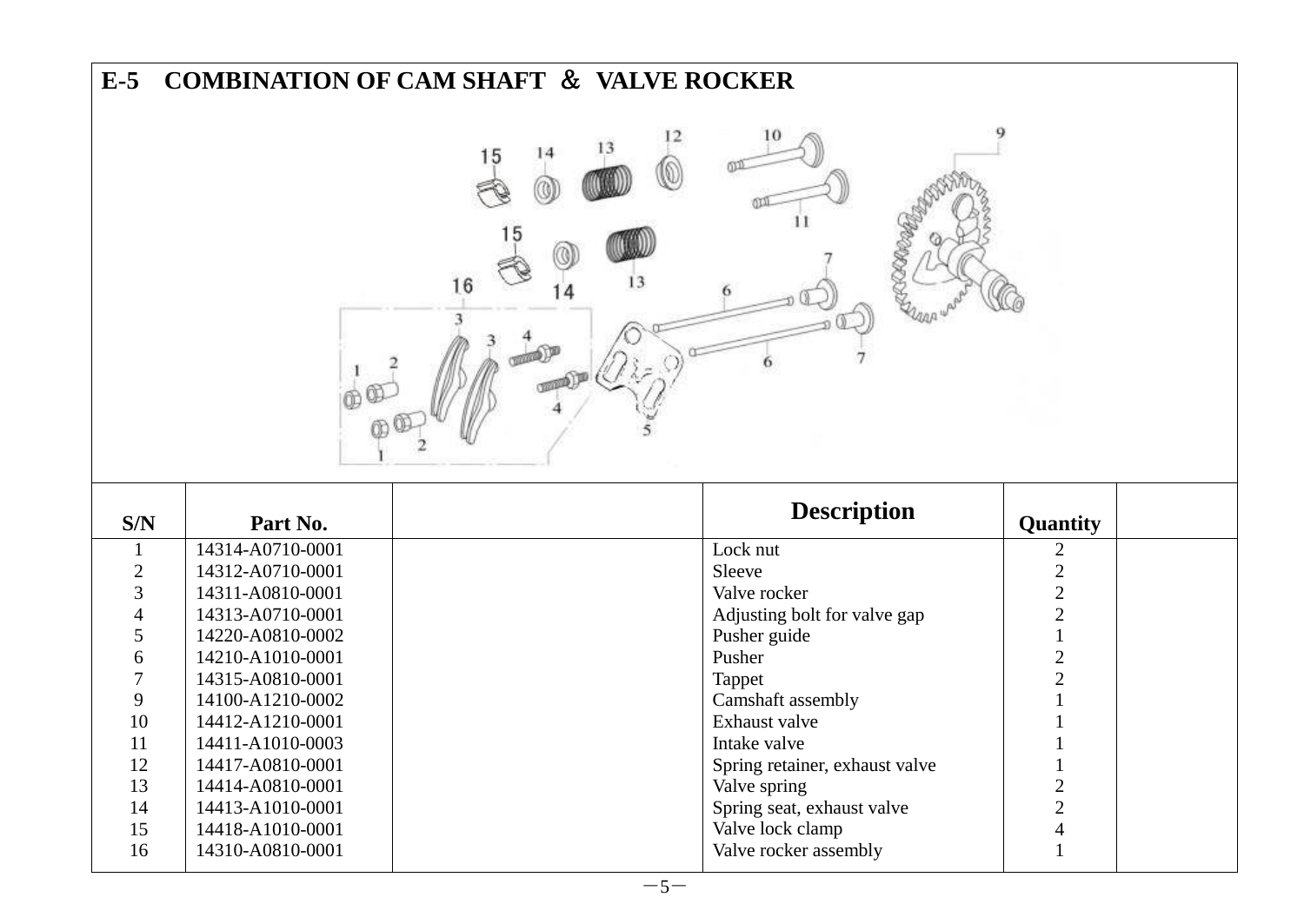## E-5 COMBINATION OF CAM SHAFT ＆ VALVE ROCKER

| S/N | Part No. | | Description | Quantity | |
|---|---|---|---|---|---|
| 1 | 14314-A0710-0001 | | Lock nut | 2 | |
| 2 | 14312-A0710-0001 | | Sleeve | 2 | |
| 3 | 14311-A0810-0001 | | Valve rocker | 2 | |
| 4 | 14313-A0710-0001 | | Adjusting bolt for valve gap | 2 | |
| 5 | 14220-A0810-0002 | | Pusher guide | 1 | |
| 6 | 14210-A1010-0001 | | Pusher | 2 | |
| 7 | 14315-A0810-0001 | | Tappet | 2 | |
| 9 | 14100-A1210-0002 | | Camshaft assembly | 1 | |
| 10 | 14412-A1210-0001 | | Exhaust valve | 1 | |
| 11 | 14411-A1010-0003 | | Intake valve | 1 | |
| 12 | 14417-A0810-0001 | | Spring retainer, exhaust valve | 1 | |
| 13 | 14414-A0810-0001 | | Valve spring | 2 | |
| 14 | 14413-A1010-0001 | | Spring seat, exhaust valve | 2 | |
| 15 | 14418-A1010-0001 | | Valve lock clamp | 4 | |
| 16 | 14310-A0810-0001 | | Valve rocker assembly | 1 | |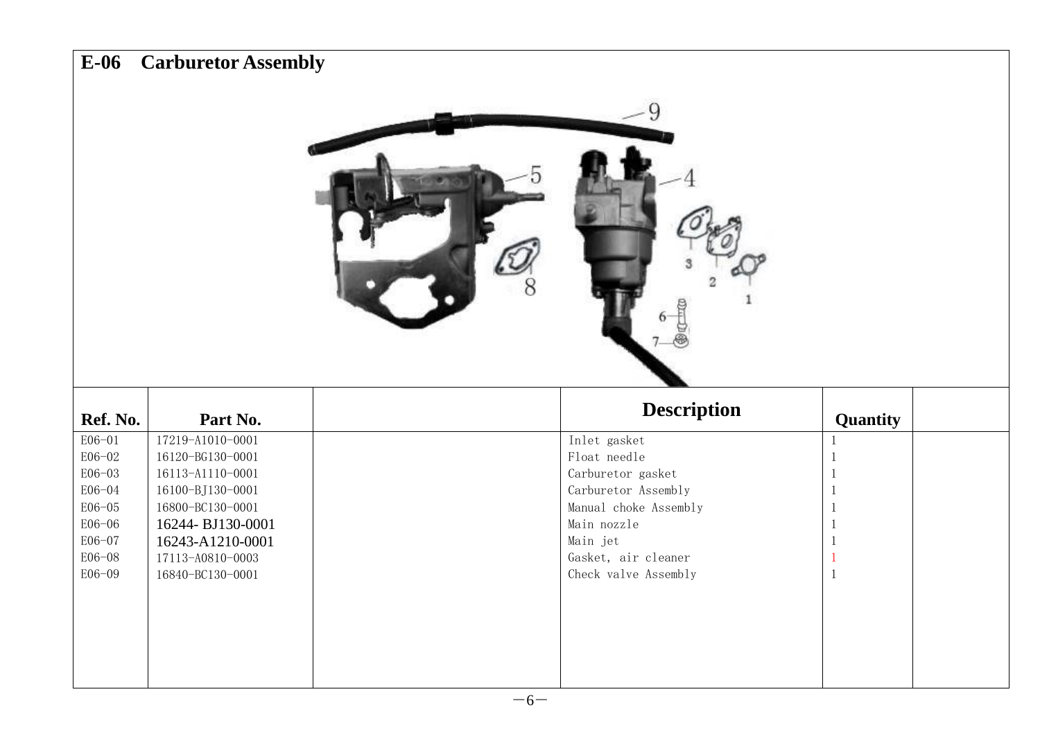## E-06 Carburetor Assembly

| Ref. No. | Part No. | | Description | Quantity | |
|---|---|---|---|---|---|
| E06-01 | 17219-A1010-0001 | | Inlet gasket | 1 | |
| E06-02 | 16120-BG130-0001 | | Float needle | 1 | |
| E06-03 | 16113-A1110-0001 | | Carburetor gasket | 1 | |
| E06-04 | 16100-BJ130-0001 | | Carburetor Assembly | 1 | |
| E06-05 | 16800-BC130-0001 | | Manual choke Assembly | 1 | |
| E06-06 | 16244- BJ130-0001 | | Main nozzle | 1 | |
| E06-07 | 16243-A1210-0001 | | Main jet | 1 | |
| E06-08 | 17113-A0810-0003 | | Gasket, air cleaner | 1 | |
| E06-09 | 16840-BC130-0001 | | Check valve Assembly | 1 | |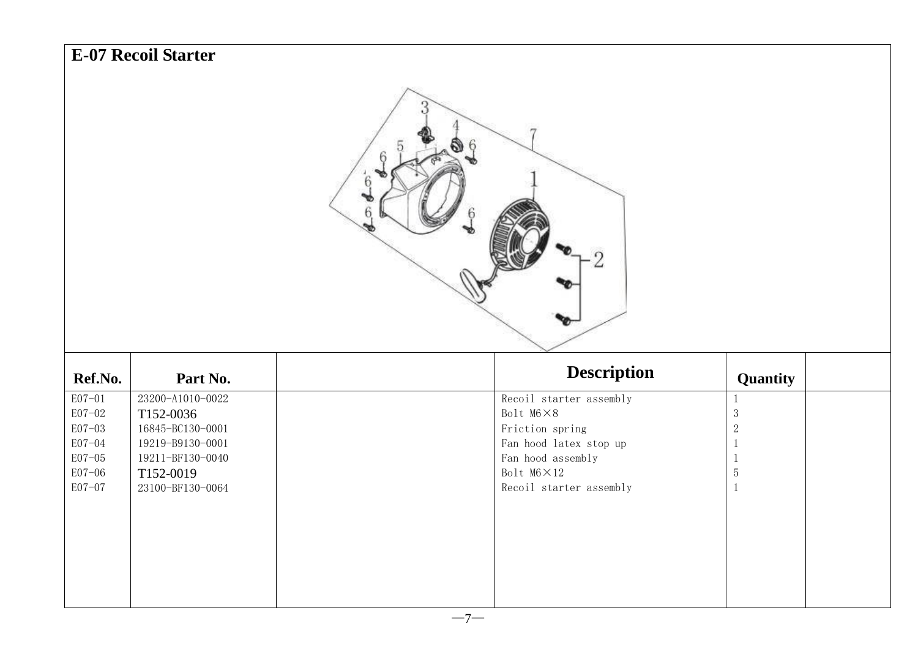## E-07 Recoil Starter

| Ref.No. | Part No. | | Description | Quantity | |
|---|---|---|---|---|---|
| E07-01 | 23200-A1010-0022 | | Recoil starter assembly | 1 | |
| E07-02 | T152-0036 | | Bolt M6×8 | 3 | |
| E07-03 | 16845-BC130-0001 | | Friction spring | 2 | |
| E07-04 | 19219-B9130-0001 | | Fan hood latex stop up | 1 | |
| E07-05 | 19211-BF130-0040 | | Fan hood assembly | 1 | |
| E07-06 | T152-0019 | | Bolt M6×12 | 5 | |
| E07-07 | 23100-BF130-0064 | | Recoil starter assembly | 1 | |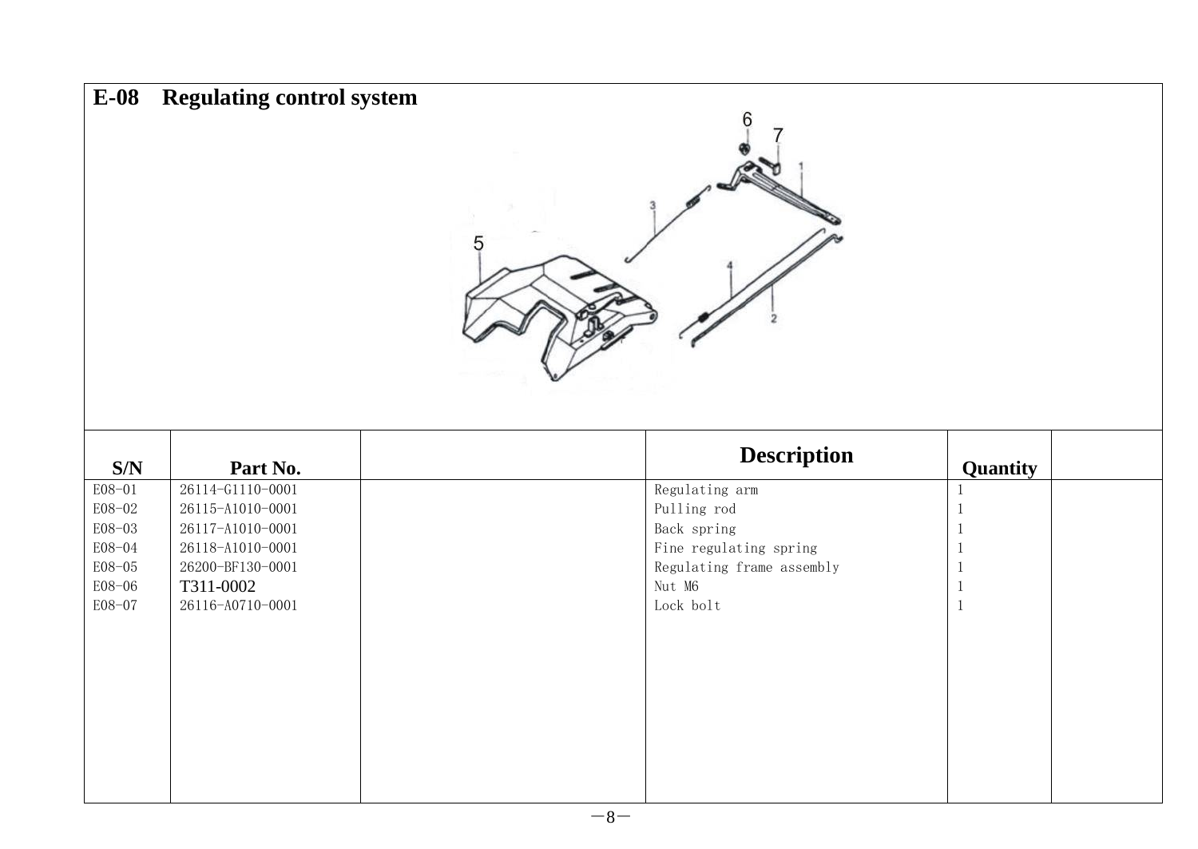# E-08 Regulating control system

| S/N | Part No. | | Description | Quantity | |
|---|---|---|---|---|---|
| E08-01 | 26114-G1110-0001 | | Regulating arm | 1 | |
| E08-02 | 26115-A1010-0001 | | Pulling rod | 1 | |
| E08-03 | 26117-A1010-0001 | | Back spring | 1 | |
| E08-04 | 26118-A1010-0001 | | Fine regulating spring | 1 | |
| E08-05 | 26200-BF130-0001 | | Regulating frame assembly | 1 | |
| E08-06 | T311-0002 | | Nut M6 | 1 | |
| E08-07 | 26116-A0710-0001 | | Lock bolt | 1 | |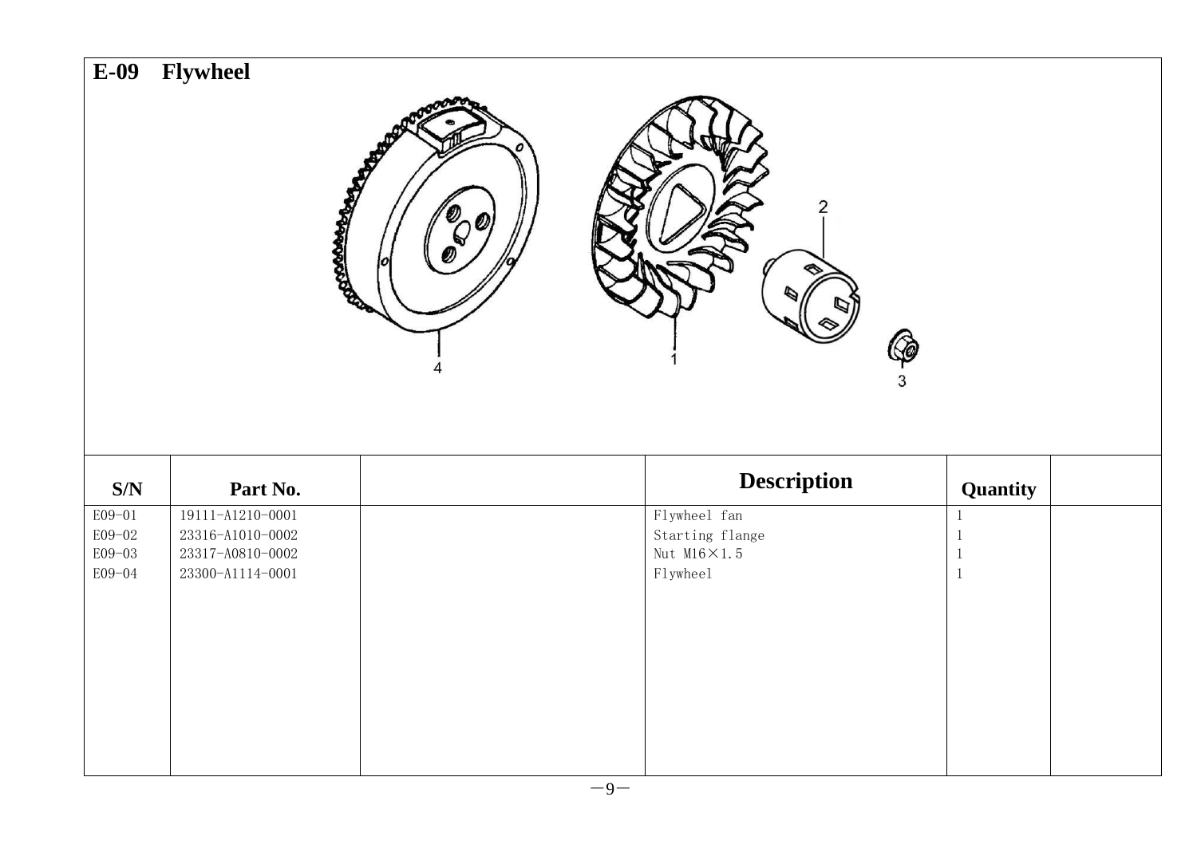## E-09 Flywheel

| S/N | Part No. | | Description | Quantity | |
|---|---|---|---|---|---|
| E09-01 | 19111-A1210-0001 | | Flywheel fan | 1 | |
| E09-02 | 23316-A1010-0002 | | Starting flange | 1 | |
| E09-03 | 23317-A0810-0002 | | Nut M16×1.5 | 1 | |
| E09-04 | 23300-A1114-0001 | | Flywheel | 1 | |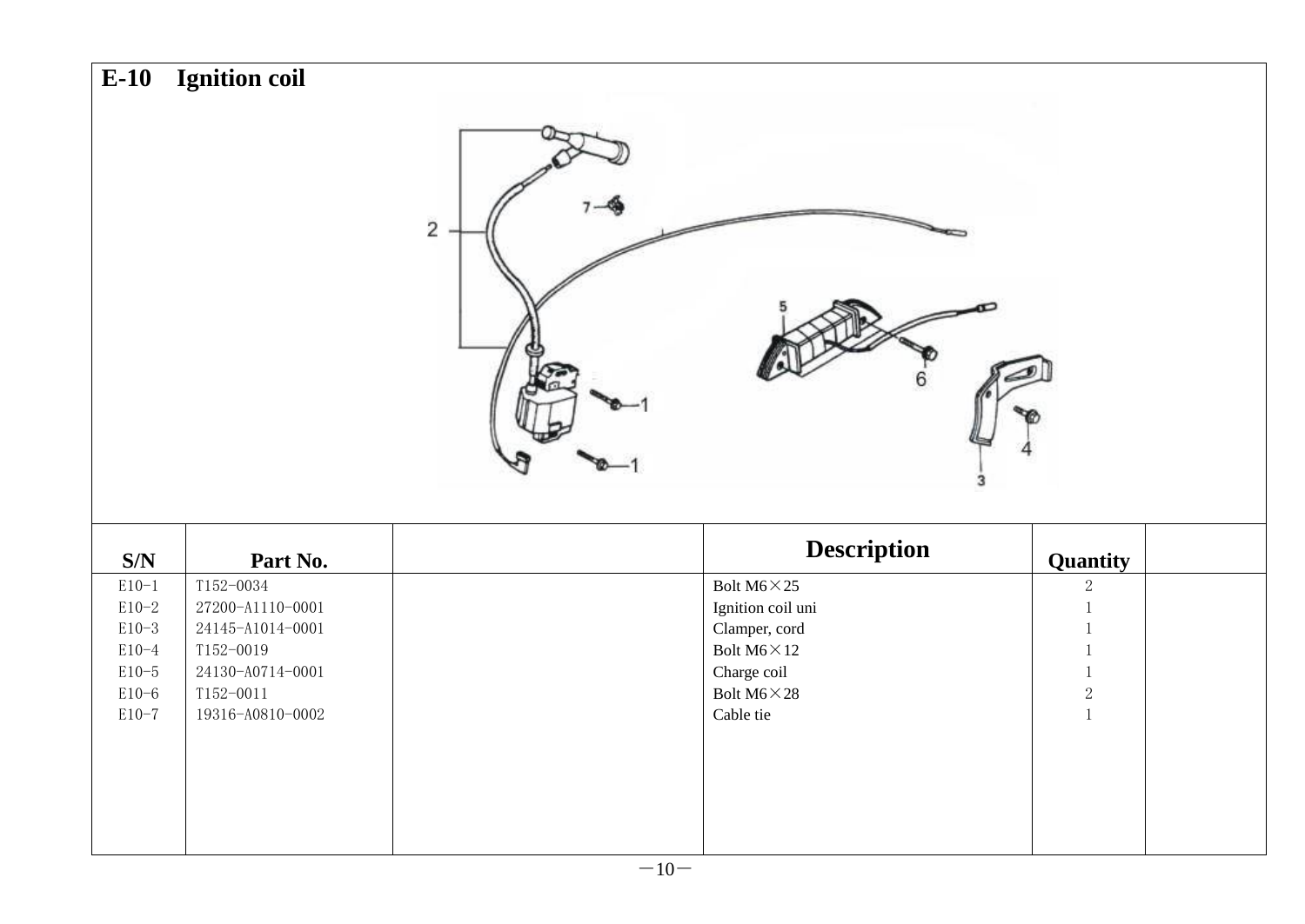## E-10 Ignition coil

| S/N | Part No. | | Description | Quantity | |
|---|---|---|---|---|---|
| E10-1 | T152-0034 | | Bolt M6×25 | 2 | |
| E10-2 | 27200-A1110-0001 | | Ignition coil uni | 1 | |
| E10-3 | 24145-A1014-0001 | | Clamper, cord | 1 | |
| E10-4 | T152-0019 | | Bolt M6×12 | 1 | |
| E10-5 | 24130-A0714-0001 | | Charge coil | 1 | |
| E10-6 | T152-0011 | | Bolt M6×28 | 2 | |
| E10-7 | 19316-A0810-0002 | | Cable tie | 1 | |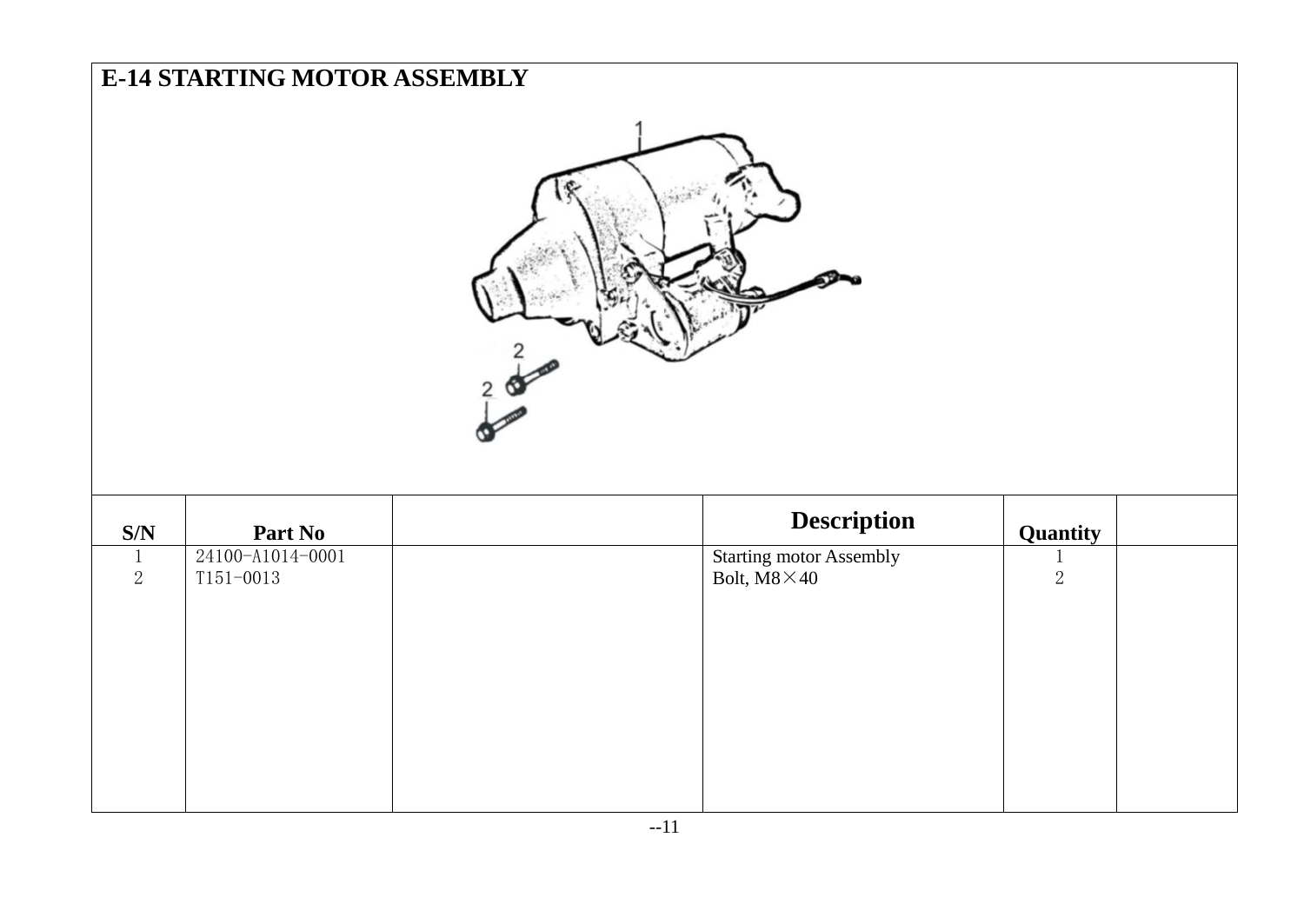## E-14 STARTING MOTOR ASSEMBLY

| S/N | Part No | | Description | Quantity | |
|---|---|---|---|---|---|
| 1 | 24100-A1014-0001 | | Starting motor Assembly | 1 | |
| 2 | T151-0013 | | Bolt, M8×40 | 2 | |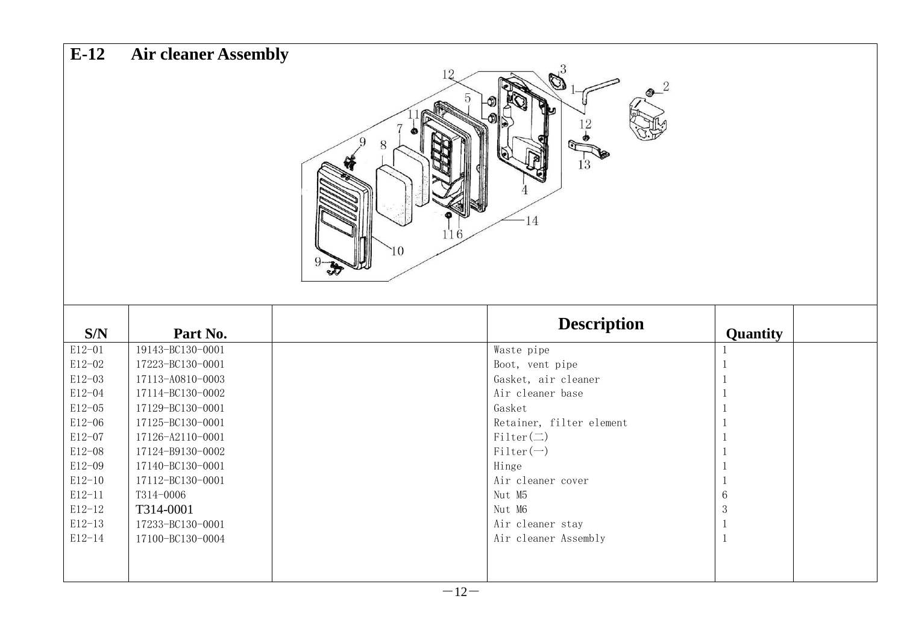# E-12 Air cleaner Assembly

| S/N | Part No. | | Description | Quantity | |
|---|---|---|---|---|---|
| E12-01 | 19143-BC130-0001 | | Waste pipe | 1 | |
| E12-02 | 17223-BC130-0001 | | Boot, vent pipe | 1 | |
| E12-03 | 17113-A0810-0003 | | Gasket, air cleaner | 1 | |
| E12-04 | 17114-BC130-0002 | | Air cleaner base | 1 | |
| E12-05 | 17129-BC130-0001 | | Gasket | 1 | |
| E12-06 | 17125-BC130-0001 | | Retainer, filter element | 1 | |
| E12-07 | 17126-A2110-0001 | | Filter(二) | 1 | |
| E12-08 | 17124-B9130-0002 | | Filter(一) | 1 | |
| E12-09 | 17140-BC130-0001 | | Hinge | 1 | |
| E12-10 | 17112-BC130-0001 | | Air cleaner cover | 1 | |
| E12-11 | T314-0006 | | Nut M5 | 6 | |
| E12-12 | T314-0001 | | Nut M6 | 3 | |
| E12-13 | 17233-BC130-0001 | | Air cleaner stay | 1 | |
| E12-14 | 17100-BC130-0004 | | Air cleaner Assembly | 1 | |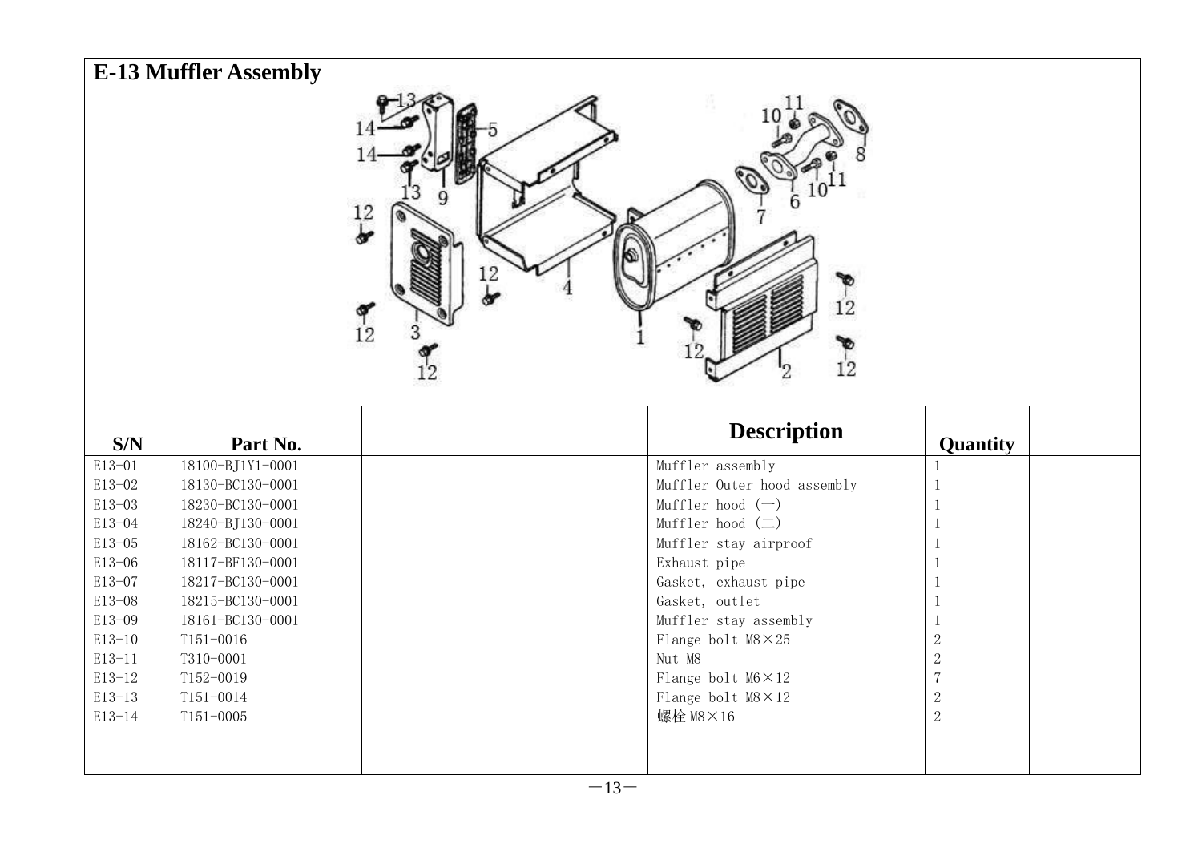# E-13 Muffler Assembly

| S/N | Part No. | | Description | Quantity | |
|---|---|---|---|---|---|
| E13-01 | 18100-BJ1Y1-0001 | | Muffler assembly | 1 | |
| E13-02 | 18130-BC130-0001 | | Muffler Outer hood assembly | 1 | |
| E13-03 | 18230-BC130-0001 | | Muffler hood (一) | 1 | |
| E13-04 | 18240-BJ130-0001 | | Muffler hood (二) | 1 | |
| E13-05 | 18162-BC130-0001 | | Muffler stay airproof | 1 | |
| E13-06 | 18117-BF130-0001 | | Exhaust pipe | 1 | |
| E13-07 | 18217-BC130-0001 | | Gasket, exhaust pipe | 1 | |
| E13-08 | 18215-BC130-0001 | | Gasket, outlet | 1 | |
| E13-09 | 18161-BC130-0001 | | Muffler stay assembly | 1 | |
| E13-10 | T151-0016 | | Flange bolt M8×25 | 2 | |
| E13-11 | T310-0001 | | Nut M8 | 2 | |
| E13-12 | T152-0019 | | Flange bolt M6×12 | 7 | |
| E13-13 | T151-0014 | | Flange bolt M8×12 | 2 | |
| E13-14 | T151-0005 | | 螺栓 M8×16 | 2 | |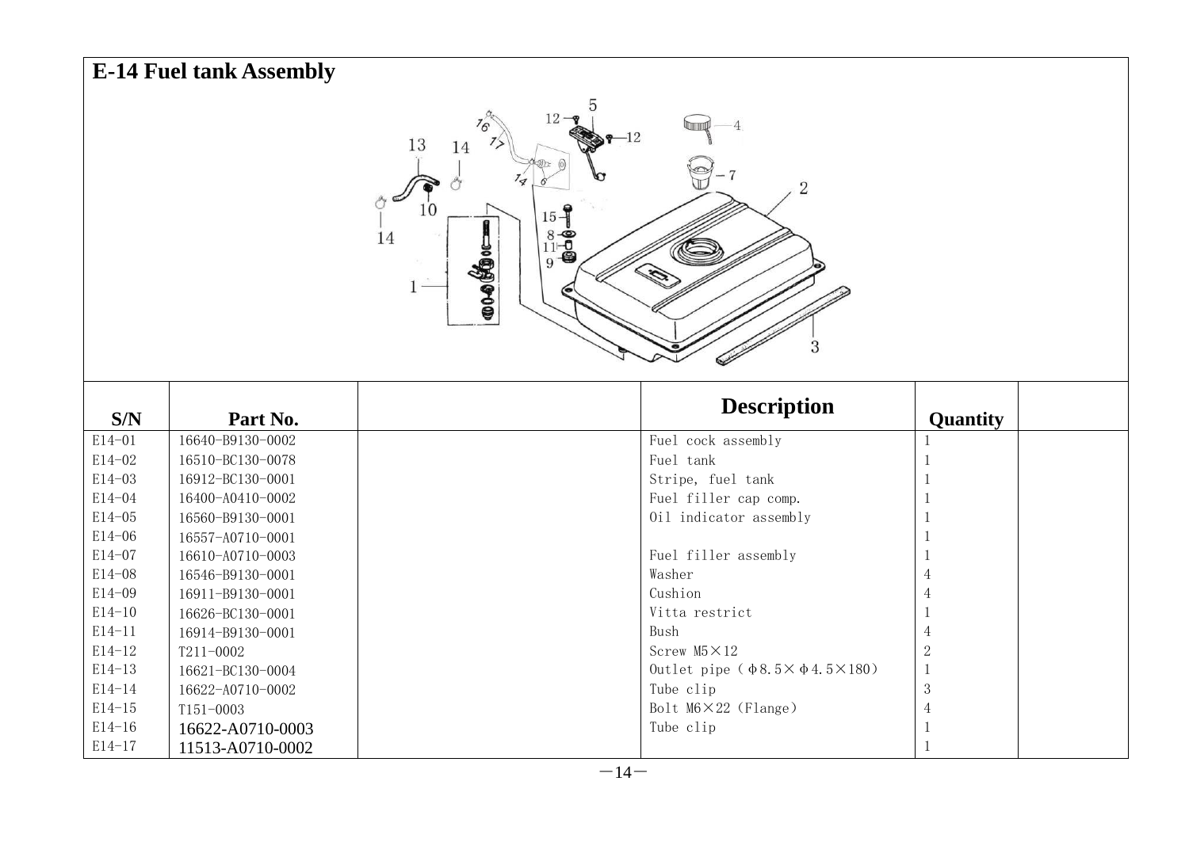# E-14 Fuel tank Assembly

| S/N | Part No. | | Description | Quantity | |
|---|---|---|---|---|---|
| E14-01 | 16640-B9130-0002 | | Fuel cock assembly | 1 | |
| E14-02 | 16510-BC130-0078 | | Fuel tank | 1 | |
| E14-03 | 16912-BC130-0001 | | Stripe, fuel tank | 1 | |
| E14-04 | 16400-A0410-0002 | | Fuel filler cap comp. | 1 | |
| E14-05 | 16560-B9130-0001 | | Oil indicator assembly | 1 | |
| E14-06 | 16557-A0710-0001 | | | 1 | |
| E14-07 | 16610-A0710-0003 | | Fuel filler assembly | 1 | |
| E14-08 | 16546-B9130-0001 | | Washer | 4 | |
| E14-09 | 16911-B9130-0001 | | Cushion | 4 | |
| E14-10 | 16626-BC130-0001 | | Vitta restrict | 1 | |
| E14-11 | 16914-B9130-0001 | | Bush | 4 | |
| E14-12 | T211-0002 | | Screw M5×12 | 2 | |
| E14-13 | 16621-BC130-0004 | | Outlet pipe（Φ8.5×Φ4.5×180） | 1 | |
| E14-14 | 16622-A0710-0002 | | Tube clip | 3 | |
| E14-15 | T151-0003 | | Bolt M6×22 (Flange) | 4 | |
| E14-16 | 16622-A0710-0003 | | Tube clip | 1 | |
| E14-17 | 11513-A0710-0002 | | | 1 | |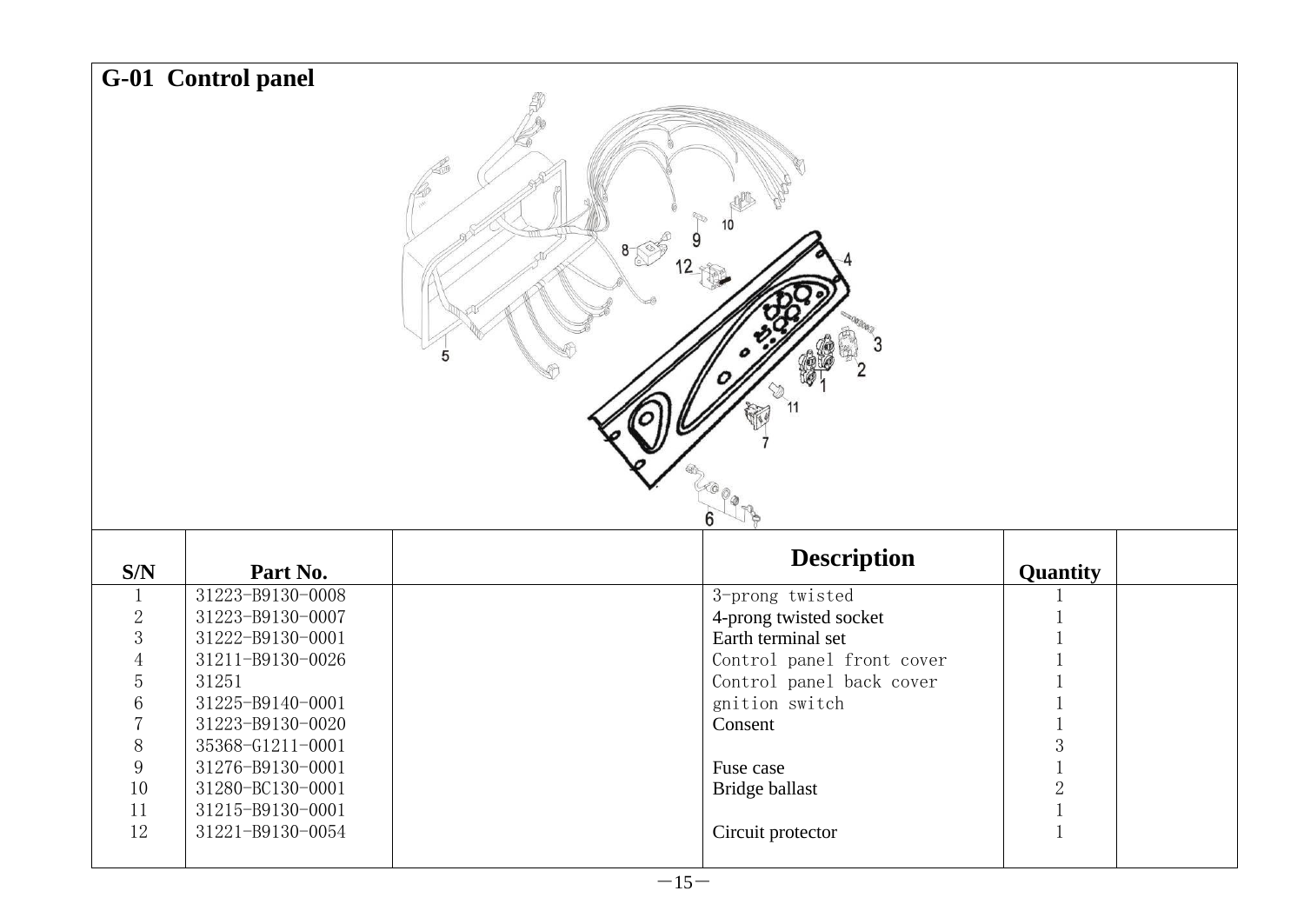## G-01 Control panel

| S/N | Part No. | | Description | Quantity | |
|---|---|---|---|---|---|
| 1 | 31223-B9130-0008 | | 3-prong twisted | 1 | |
| 2 | 31223-B9130-0007 | | 4-prong twisted socket | 1 | |
| 3 | 31222-B9130-0001 | | Earth terminal set | 1 | |
| 4 | 31211-B9130-0026 | | Control panel front cover | 1 | |
| 5 | 31251 | | Control panel back cover | 1 | |
| 6 | 31225-B9140-0001 | | gnition switch | 1 | |
| 7 | 31223-B9130-0020 | | Consent | 1 | |
| 8 | 35368-G1211-0001 | | | 3 | |
| 9 | 31276-B9130-0001 | | Fuse case | 1 | |
| 10 | 31280-BC130-0001 | | Bridge ballast | 2 | |
| 11 | 31215-B9130-0001 | | | 1 | |
| 12 | 31221-B9130-0054 | | Circuit protector | 1 | |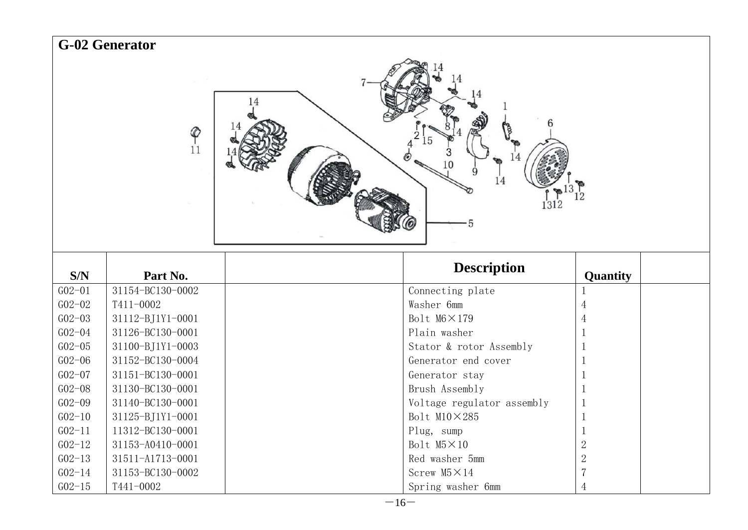## G-02 Generator

| S/N | Part No. | | Description | Quantity | |
|---|---|---|---|---|---|
| G02-01 | 31154-BC130-0002 | | Connecting plate | 1 | |
| G02-02 | T411-0002 | | Washer 6mm | 4 | |
| G02-03 | 31112-BJ1Y1-0001 | | Bolt M6×179 | 4 | |
| G02-04 | 31126-BC130-0001 | | Plain washer | 1 | |
| G02-05 | 31100-BJ1Y1-0003 | | Stator & rotor Assembly | 1 | |
| G02-06 | 31152-BC130-0004 | | Generator end cover | 1 | |
| G02-07 | 31151-BC130-0001 | | Generator stay | 1 | |
| G02-08 | 31130-BC130-0001 | | Brush Assembly | 1 | |
| G02-09 | 31140-BC130-0001 | | Voltage regulator assembly | 1 | |
| G02-10 | 31125-BJ1Y1-0001 | | Bolt M10×285 | 1 | |
| G02-11 | 11312-BC130-0001 | | Plug, sump | 1 | |
| G02-12 | 31153-A0410-0001 | | Bolt M5×10 | 2 | |
| G02-13 | 31511-A1713-0001 | | Red washer 5mm | 2 | |
| G02-14 | 31153-BC130-0002 | | Screw M5×14 | 7 | |
| G02-15 | T441-0002 | | Spring washer 6mm | 4 | |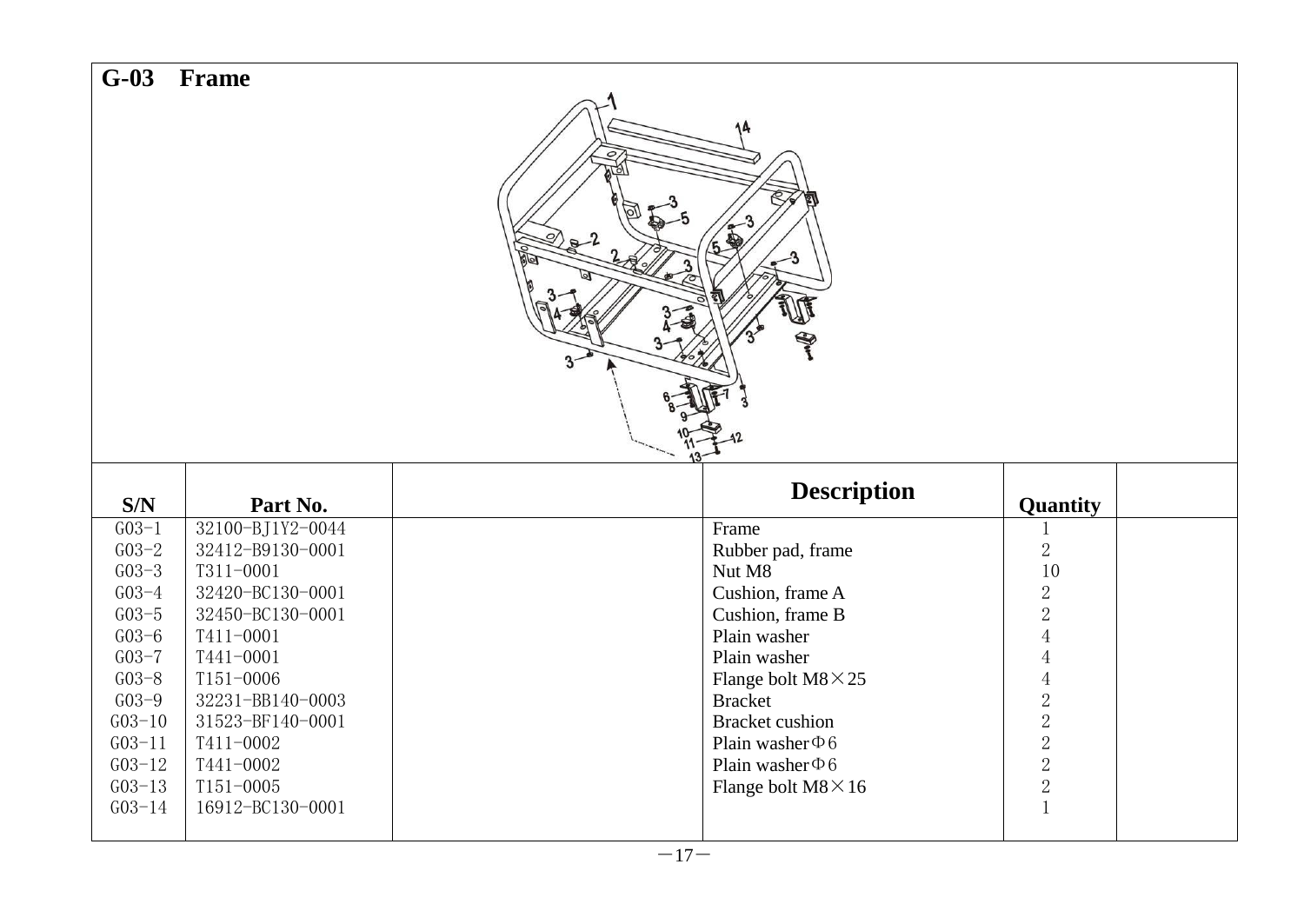## G-03 Frame

| S/N | Part No. | | Description | Quantity | |
|---|---|---|---|---|---|
| G03-1 | 32100-BJ1Y2-0044 | | Frame | 1 | |
| G03-2 | 32412-B9130-0001 | | Rubber pad, frame | 2 | |
| G03-3 | T311-0001 | | Nut M8 | 10 | |
| G03-4 | 32420-BC130-0001 | | Cushion, frame A | 2 | |
| G03-5 | 32450-BC130-0001 | | Cushion, frame B | 2 | |
| G03-6 | T411-0001 | | Plain washer | 4 | |
| G03-7 | T441-0001 | | Plain washer | 4 | |
| G03-8 | T151-0006 | | Flange bolt M8×25 | 4 | |
| G03-9 | 32231-BB140-0003 | | Bracket | 2 | |
| G03-10 | 31523-BF140-0001 | | Bracket cushion | 2 | |
| G03-11 | T411-0002 | | Plain washer Φ6 | 2 | |
| G03-12 | T441-0002 | | Plain washer Φ6 | 2 | |
| G03-13 | T151-0005 | | Flange bolt M8×16 | 2 | |
| G03-14 | 16912-BC130-0001 | | | 1 | |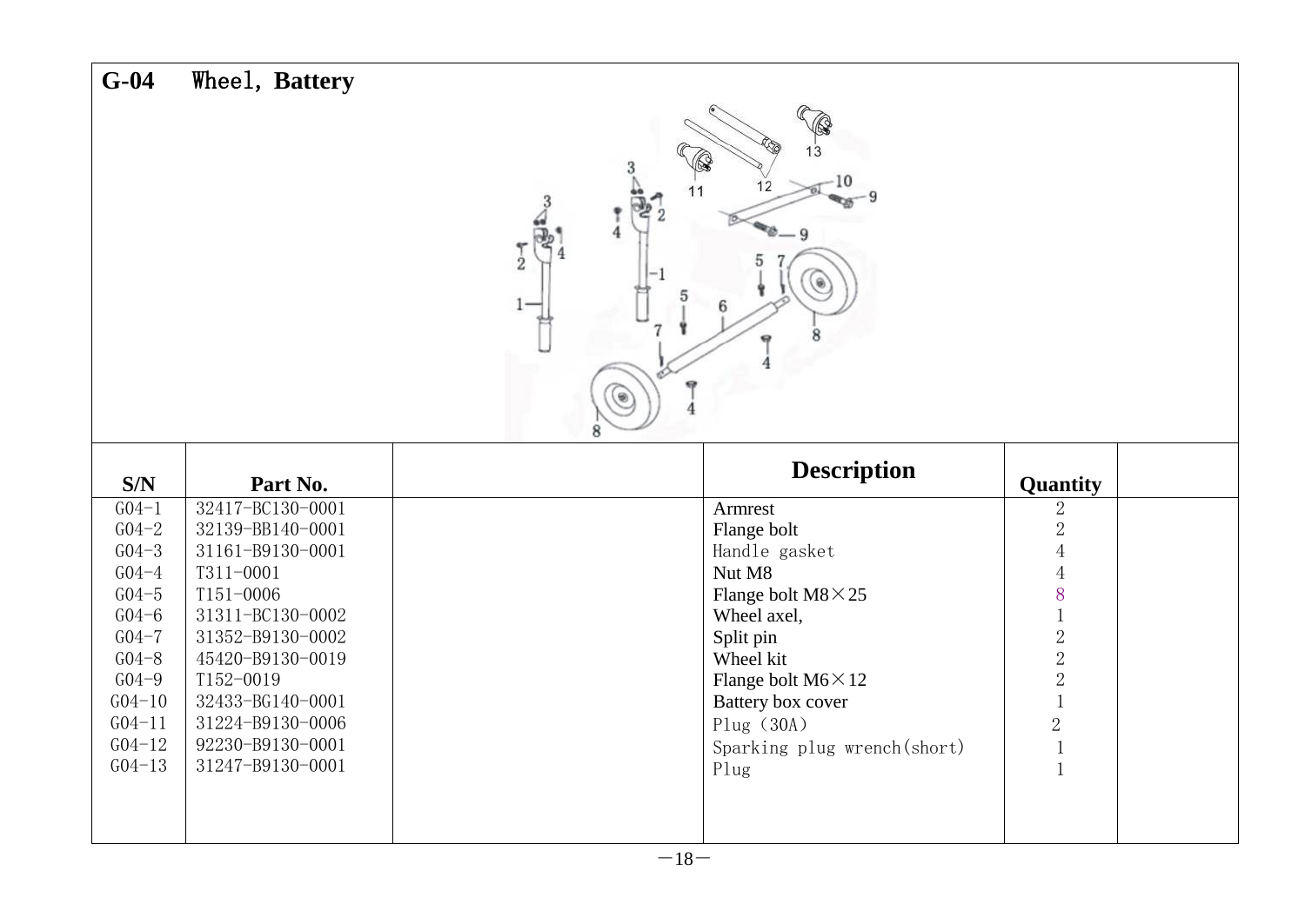## G-04 Wheel, Battery

| S/N | Part No. | | Description | Quantity | |
|---|---|---|---|---|---|
| G04-1 | 32417-BC130-0001 | | Armrest | 2 | |
| G04-2 | 32139-BB140-0001 | | Flange bolt | 2 | |
| G04-3 | 31161-B9130-0001 | | Handle gasket | 4 | |
| G04-4 | T311-0001 | | Nut M8 | 4 | |
| G04-5 | T151-0006 | | Flange bolt M8×25 | 8 | |
| G04-6 | 31311-BC130-0002 | | Wheel axel, | 1 | |
| G04-7 | 31352-B9130-0002 | | Split pin | 2 | |
| G04-8 | 45420-B9130-0019 | | Wheel kit | 2 | |
| G04-9 | T152-0019 | | Flange bolt M6×12 | 2 | |
| G04-10 | 32433-BG140-0001 | | Battery box cover | 1 | |
| G04-11 | 31224-B9130-0006 | | Plug (30A) | 2 | |
| G04-12 | 92230-B9130-0001 | | Sparking plug wrench(short) | 1 | |
| G04-13 | 31247-B9130-0001 | | Plug | 1 | |